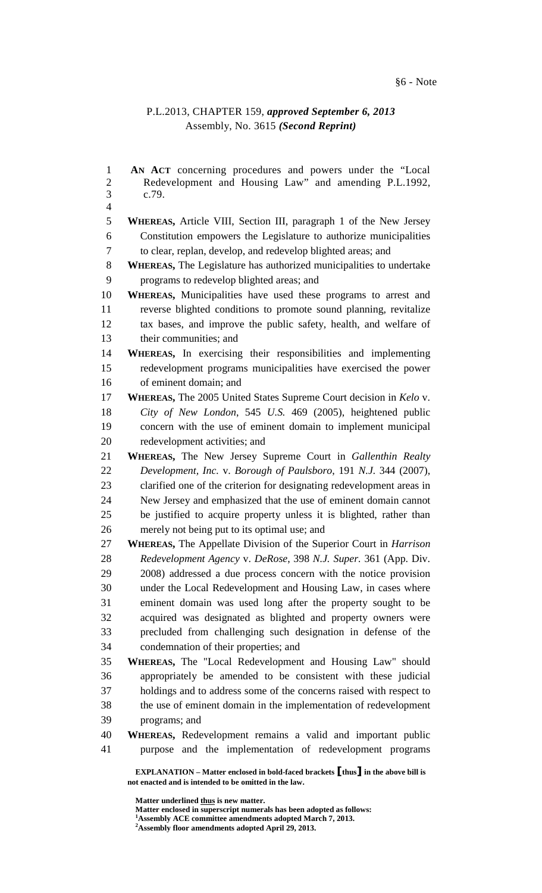§6 - Note

P.L.2013, CHAPTER 159, ***approved September 6, 2013***
Assembly, No. 3615 ***(Second Reprint)***

**AN ACT** concerning procedures and powers under the "Local Redevelopment and Housing Law" and amending P.L.1992, c.79.

**WHEREAS,** Article VIII, Section III, paragraph 1 of the New Jersey Constitution empowers the Legislature to authorize municipalities to clear, replan, develop, and redevelop blighted areas; and

**WHEREAS,** The Legislature has authorized municipalities to undertake programs to redevelop blighted areas; and

**WHEREAS,** Municipalities have used these programs to arrest and reverse blighted conditions to promote sound planning, revitalize tax bases, and improve the public safety, health, and welfare of their communities; and

**WHEREAS,** In exercising their responsibilities and implementing redevelopment programs municipalities have exercised the power of eminent domain; and

**WHEREAS,** The 2005 United States Supreme Court decision in *Kelo* v. *City of New London*, 545 *U.S.* 469 (2005), heightened public concern with the use of eminent domain to implement municipal redevelopment activities; and

**WHEREAS,** The New Jersey Supreme Court in *Gallenthin Realty Development, Inc.* v. *Borough of Paulsboro*, 191 *N.J.* 344 (2007), clarified one of the criterion for designating redevelopment areas in New Jersey and emphasized that the use of eminent domain cannot be justified to acquire property unless it is blighted, rather than merely not being put to its optimal use; and

**WHEREAS,** The Appellate Division of the Superior Court in *Harrison Redevelopment Agency* v. *DeRose*, 398 *N.J. Super.* 361 (App. Div. 2008) addressed a due process concern with the notice provision under the Local Redevelopment and Housing Law, in cases where eminent domain was used long after the property sought to be acquired was designated as blighted and property owners were precluded from challenging such designation in defense of the condemnation of their properties; and

**WHEREAS,** The "Local Redevelopment and Housing Law" should appropriately be amended to be consistent with these judicial holdings and to address some of the concerns raised with respect to the use of eminent domain in the implementation of redevelopment programs; and

**WHEREAS,** Redevelopment remains a valid and important public purpose and the implementation of redevelopment programs

**EXPLANATION – Matter enclosed in bold-faced brackets [thus] in the above bill is not enacted and is intended to be omitted in the law.**

**Matter underlined thus is new matter.**
**Matter enclosed in superscript numerals has been adopted as follows:**
**[1]Assembly ACE committee amendments adopted March 7, 2013.**
**[2]Assembly floor amendments adopted April 29, 2013.**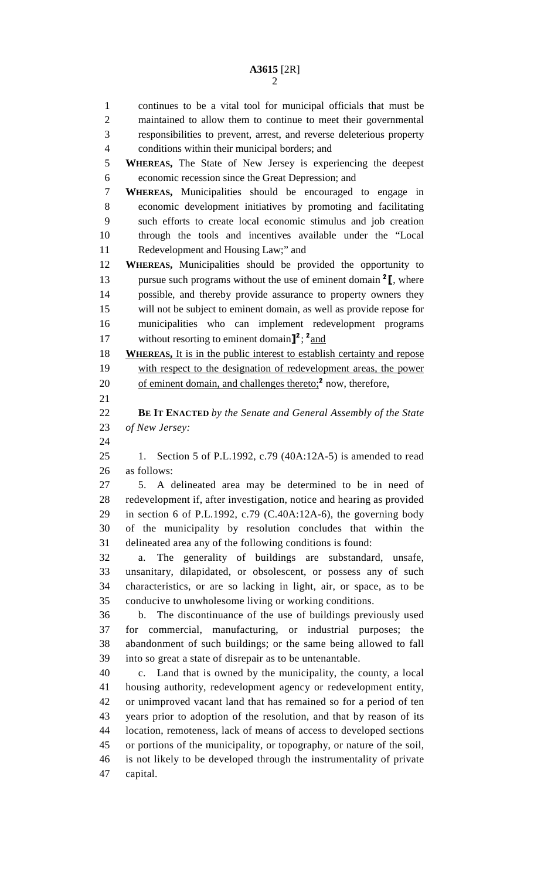continues to be a vital tool for municipal officials that must be maintained to allow them to continue to meet their governmental responsibilities to prevent, arrest, and reverse deleterious property conditions within their municipal borders; and

**WHEREAS,** The State of New Jersey is experiencing the deepest economic recession since the Great Depression; and

**WHEREAS,** Municipalities should be encouraged to engage in economic development initiatives by promoting and facilitating such efforts to create local economic stimulus and job creation through the tools and incentives available under the "Local Redevelopment and Housing Law;" and

**WHEREAS,** Municipalities should be provided the opportunity to pursue such programs without the use of eminent domain [2] [, where possible, and thereby provide assurance to property owners they will not be subject to eminent domain, as well as provide repose for municipalities who can implement redevelopment programs without resorting to eminent domain] [2] ; [2] and

**WHEREAS,** It is in the public interest to establish certainty and repose with respect to the designation of redevelopment areas, the power of eminent domain, and challenges thereto; [2] now, therefore,

**BE IT ENACTED** *by the Senate and General Assembly of the State of New Jersey:*

1. Section 5 of P.L.1992, c.79 (40A:12A-5) is amended to read as follows:

5. A delineated area may be determined to be in need of redevelopment if, after investigation, notice and hearing as provided in section 6 of P.L.1992, c.79 (C.40A:12A-6), the governing body of the municipality by resolution concludes that within the delineated area any of the following conditions is found:

a. The generality of buildings are substandard, unsafe, unsanitary, dilapidated, or obsolescent, or possess any of such characteristics, or are so lacking in light, air, or space, as to be conducive to unwholesome living or working conditions.

b. The discontinuance of the use of buildings previously used for commercial, manufacturing, or industrial purposes; the abandonment of such buildings; or the same being allowed to fall into so great a state of disrepair as to be untenantable.

c. Land that is owned by the municipality, the county, a local housing authority, redevelopment agency or redevelopment entity, or unimproved vacant land that has remained so for a period of ten years prior to adoption of the resolution, and that by reason of its location, remoteness, lack of means of access to developed sections or portions of the municipality, or topography, or nature of the soil, is not likely to be developed through the instrumentality of private capital.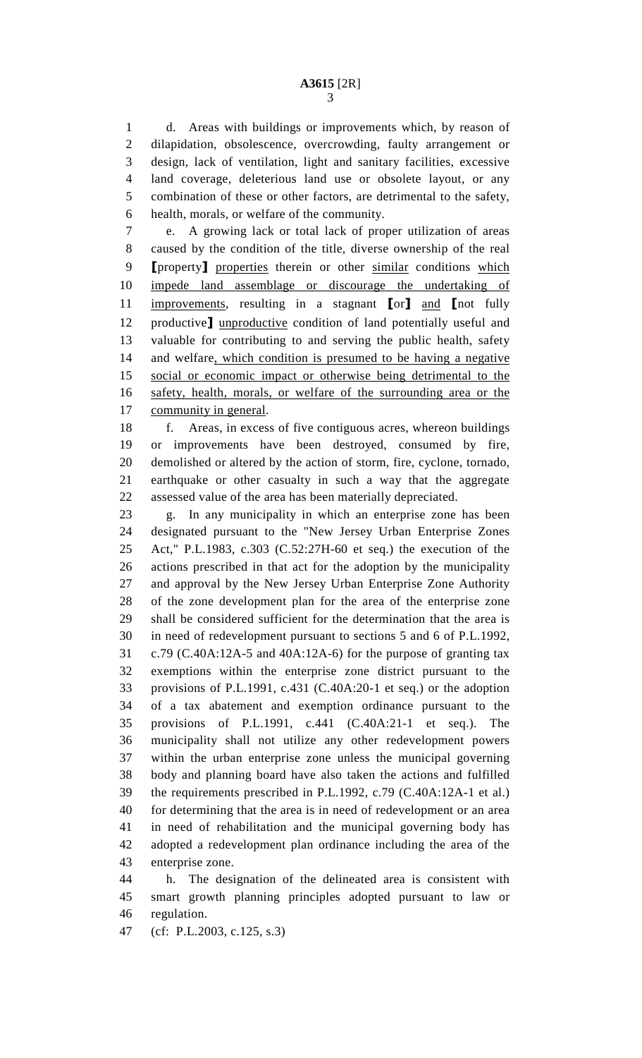d. Areas with buildings or improvements which, by reason of dilapidation, obsolescence, overcrowding, faulty arrangement or design, lack of ventilation, light and sanitary facilities, excessive land coverage, deleterious land use or obsolete layout, or any combination of these or other factors, are detrimental to the safety, health, morals, or welfare of the community.

e. A growing lack or total lack of proper utilization of areas caused by the condition of the title, diverse ownership of the real [property] properties therein or other similar conditions which impede land assemblage or discourage the undertaking of improvements, resulting in a stagnant [or] and [not fully productive] unproductive condition of land potentially useful and valuable for contributing to and serving the public health, safety and welfare, which condition is presumed to be having a negative social or economic impact or otherwise being detrimental to the safety, health, morals, or welfare of the surrounding area or the community in general.

f. Areas, in excess of five contiguous acres, whereon buildings or improvements have been destroyed, consumed by fire, demolished or altered by the action of storm, fire, cyclone, tornado, earthquake or other casualty in such a way that the aggregate assessed value of the area has been materially depreciated.

g. In any municipality in which an enterprise zone has been designated pursuant to the "New Jersey Urban Enterprise Zones Act," P.L.1983, c.303 (C.52:27H-60 et seq.) the execution of the actions prescribed in that act for the adoption by the municipality and approval by the New Jersey Urban Enterprise Zone Authority of the zone development plan for the area of the enterprise zone shall be considered sufficient for the determination that the area is in need of redevelopment pursuant to sections 5 and 6 of P.L.1992, c.79 (C.40A:12A-5 and 40A:12A-6) for the purpose of granting tax exemptions within the enterprise zone district pursuant to the provisions of P.L.1991, c.431 (C.40A:20-1 et seq.) or the adoption of a tax abatement and exemption ordinance pursuant to the provisions of P.L.1991, c.441 (C.40A:21-1 et seq.). The municipality shall not utilize any other redevelopment powers within the urban enterprise zone unless the municipal governing body and planning board have also taken the actions and fulfilled the requirements prescribed in P.L.1992, c.79 (C.40A:12A-1 et al.) for determining that the area is in need of redevelopment or an area in need of rehabilitation and the municipal governing body has adopted a redevelopment plan ordinance including the area of the enterprise zone.

h. The designation of the delineated area is consistent with smart growth planning principles adopted pursuant to law or regulation.

(cf: P.L.2003, c.125, s.3)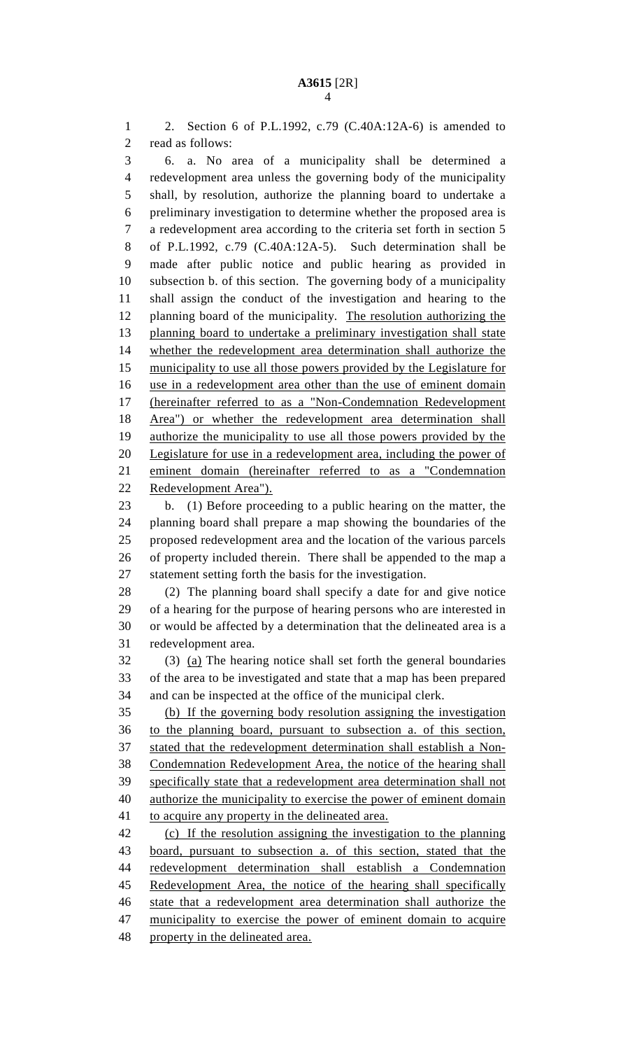2. Section 6 of P.L.1992, c.79 (C.40A:12A-6) is amended to read as follows:

6. a. No area of a municipality shall be determined a redevelopment area unless the governing body of the municipality shall, by resolution, authorize the planning board to undertake a preliminary investigation to determine whether the proposed area is a redevelopment area according to the criteria set forth in section 5 of P.L.1992, c.79 (C.40A:12A-5). Such determination shall be made after public notice and public hearing as provided in subsection b. of this section. The governing body of a municipality shall assign the conduct of the investigation and hearing to the planning board of the municipality. The resolution authorizing the planning board to undertake a preliminary investigation shall state whether the redevelopment area determination shall authorize the municipality to use all those powers provided by the Legislature for use in a redevelopment area other than the use of eminent domain (hereinafter referred to as a "Non-Condemnation Redevelopment Area") or whether the redevelopment area determination shall authorize the municipality to use all those powers provided by the Legislature for use in a redevelopment area, including the power of eminent domain (hereinafter referred to as a "Condemnation Redevelopment Area").

b. (1) Before proceeding to a public hearing on the matter, the planning board shall prepare a map showing the boundaries of the proposed redevelopment area and the location of the various parcels of property included therein. There shall be appended to the map a statement setting forth the basis for the investigation.

(2) The planning board shall specify a date for and give notice of a hearing for the purpose of hearing persons who are interested in or would be affected by a determination that the delineated area is a redevelopment area.

(3) (a) The hearing notice shall set forth the general boundaries of the area to be investigated and state that a map has been prepared and can be inspected at the office of the municipal clerk.

(b) If the governing body resolution assigning the investigation to the planning board, pursuant to subsection a. of this section, stated that the redevelopment determination shall establish a Non-Condemnation Redevelopment Area, the notice of the hearing shall specifically state that a redevelopment area determination shall not authorize the municipality to exercise the power of eminent domain to acquire any property in the delineated area.

(c) If the resolution assigning the investigation to the planning board, pursuant to subsection a. of this section, stated that the redevelopment determination shall establish a Condemnation Redevelopment Area, the notice of the hearing shall specifically state that a redevelopment area determination shall authorize the municipality to exercise the power of eminent domain to acquire property in the delineated area.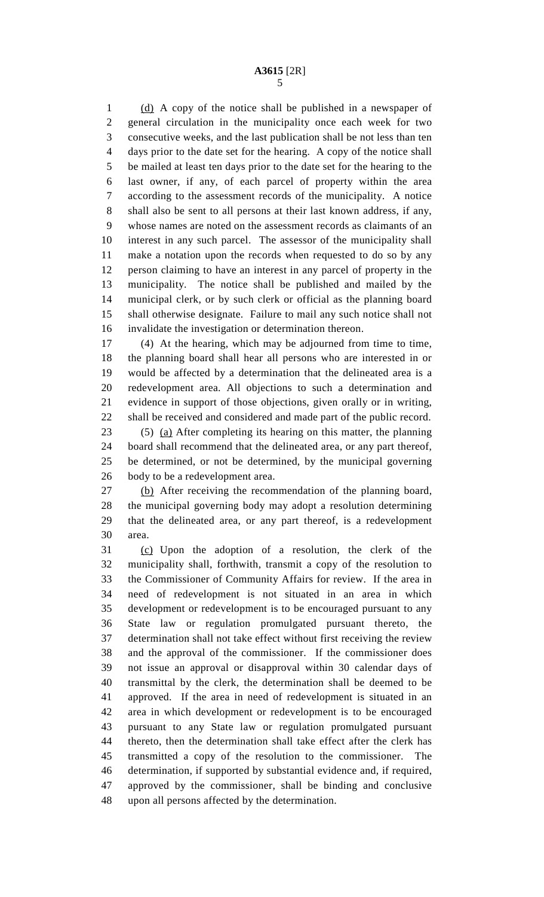(d) A copy of the notice shall be published in a newspaper of general circulation in the municipality once each week for two consecutive weeks, and the last publication shall be not less than ten days prior to the date set for the hearing. A copy of the notice shall be mailed at least ten days prior to the date set for the hearing to the last owner, if any, of each parcel of property within the area according to the assessment records of the municipality. A notice shall also be sent to all persons at their last known address, if any, whose names are noted on the assessment records as claimants of an interest in any such parcel. The assessor of the municipality shall make a notation upon the records when requested to do so by any person claiming to have an interest in any parcel of property in the municipality. The notice shall be published and mailed by the municipal clerk, or by such clerk or official as the planning board shall otherwise designate. Failure to mail any such notice shall not invalidate the investigation or determination thereon.

(4) At the hearing, which may be adjourned from time to time, the planning board shall hear all persons who are interested in or would be affected by a determination that the delineated area is a redevelopment area. All objections to such a determination and evidence in support of those objections, given orally or in writing, shall be received and considered and made part of the public record.

(5) (a) After completing its hearing on this matter, the planning board shall recommend that the delineated area, or any part thereof, be determined, or not be determined, by the municipal governing body to be a redevelopment area.

(b) After receiving the recommendation of the planning board, the municipal governing body may adopt a resolution determining that the delineated area, or any part thereof, is a redevelopment area.

(c) Upon the adoption of a resolution, the clerk of the municipality shall, forthwith, transmit a copy of the resolution to the Commissioner of Community Affairs for review. If the area in need of redevelopment is not situated in an area in which development or redevelopment is to be encouraged pursuant to any State law or regulation promulgated pursuant thereto, the determination shall not take effect without first receiving the review and the approval of the commissioner. If the commissioner does not issue an approval or disapproval within 30 calendar days of transmittal by the clerk, the determination shall be deemed to be approved. If the area in need of redevelopment is situated in an area in which development or redevelopment is to be encouraged pursuant to any State law or regulation promulgated pursuant thereto, then the determination shall take effect after the clerk has transmitted a copy of the resolution to the commissioner. The determination, if supported by substantial evidence and, if required, approved by the commissioner, shall be binding and conclusive upon all persons affected by the determination.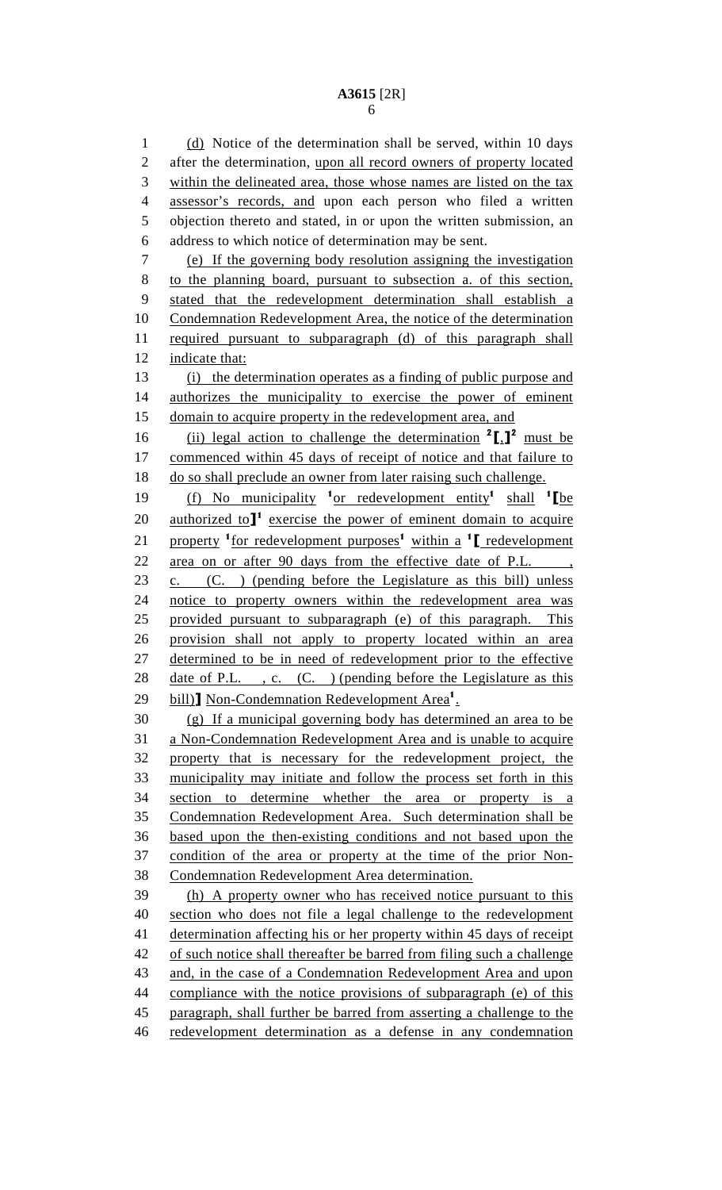(d) Notice of the determination shall be served, within 10 days after the determination, upon all record owners of property located within the delineated area, those whose names are listed on the tax assessor's records, and upon each person who filed a written objection thereto and stated, in or upon the written submission, an address to which notice of determination may be sent.

(e) If the governing body resolution assigning the investigation to the planning board, pursuant to subsection a. of this section, stated that the redevelopment determination shall establish a Condemnation Redevelopment Area, the notice of the determination required pursuant to subparagraph (d) of this paragraph shall indicate that:

(i) the determination operates as a finding of public purpose and authorizes the municipality to exercise the power of eminent domain to acquire property in the redevelopment area, and

(ii) legal action to challenge the determination [2][,][2] must be commenced within 45 days of receipt of notice and that failure to do so shall preclude an owner from later raising such challenge.

(f) No municipality [1]or redevelopment entity[1] shall [1][be authorized to][1] exercise the power of eminent domain to acquire property [1]for redevelopment purposes[1] within a [1][ redevelopment area on or after 90 days from the effective date of P.L. , c. (C. ) (pending before the Legislature as this bill) unless notice to property owners within the redevelopment area was provided pursuant to subparagraph (e) of this paragraph. This provision shall not apply to property located within an area determined to be in need of redevelopment prior to the effective date of P.L. , c. (C. ) (pending before the Legislature as this bill)] Non-Condemnation Redevelopment Area[1].

(g) If a municipal governing body has determined an area to be a Non-Condemnation Redevelopment Area and is unable to acquire property that is necessary for the redevelopment project, the municipality may initiate and follow the process set forth in this section to determine whether the area or property is a Condemnation Redevelopment Area. Such determination shall be based upon the then-existing conditions and not based upon the condition of the area or property at the time of the prior Non-Condemnation Redevelopment Area determination.

(h) A property owner who has received notice pursuant to this section who does not file a legal challenge to the redevelopment determination affecting his or her property within 45 days of receipt of such notice shall thereafter be barred from filing such a challenge and, in the case of a Condemnation Redevelopment Area and upon compliance with the notice provisions of subparagraph (e) of this paragraph, shall further be barred from asserting a challenge to the redevelopment determination as a defense in any condemnation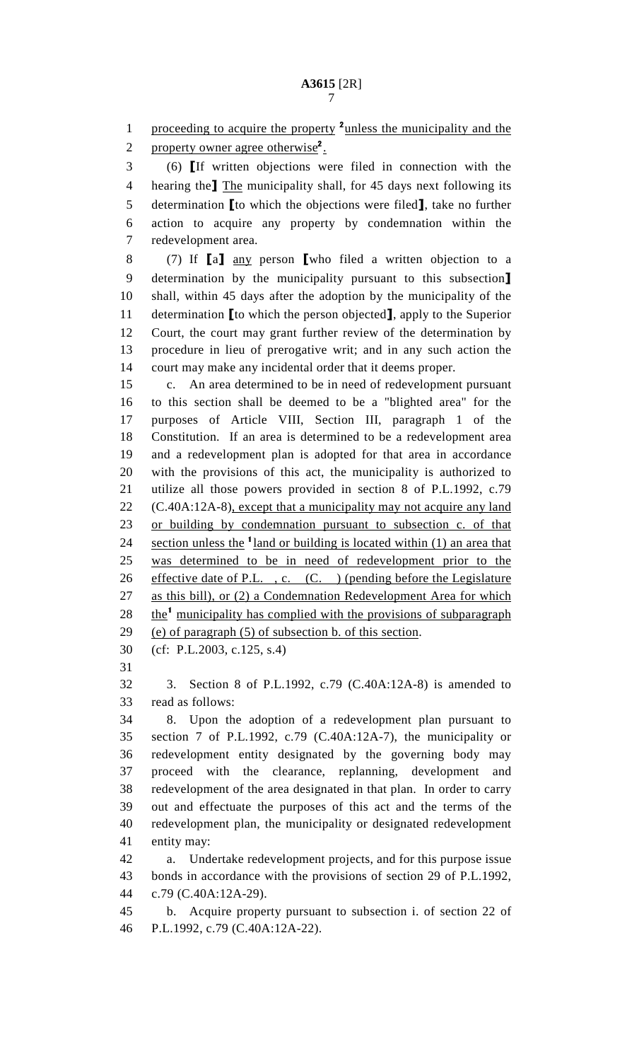proceeding to acquire the property [2]unless the municipality and the property owner agree otherwise[2].

(6) ⟦If written objections were filed in connection with the hearing the⟧ The municipality shall, for 45 days next following its determination ⟦to which the objections were filed⟧, take no further action to acquire any property by condemnation within the redevelopment area.

(7) If ⟦a⟧ any person ⟦who filed a written objection to a determination by the municipality pursuant to this subsection⟧ shall, within 45 days after the adoption by the municipality of the determination ⟦to which the person objected⟧, apply to the Superior Court, the court may grant further review of the determination by procedure in lieu of prerogative writ; and in any such action the court may make any incidental order that it deems proper.

c. An area determined to be in need of redevelopment pursuant to this section shall be deemed to be a "blighted area" for the purposes of Article VIII, Section III, paragraph 1 of the Constitution. If an area is determined to be a redevelopment area and a redevelopment plan is adopted for that area in accordance with the provisions of this act, the municipality is authorized to utilize all those powers provided in section 8 of P.L.1992, c.79 (C.40A:12A-8), except that a municipality may not acquire any land or building by condemnation pursuant to subsection c. of that section unless the [1]land or building is located within (1) an area that was determined to be in need of redevelopment prior to the effective date of P.L. , c. (C. ) (pending before the Legislature as this bill), or (2) a Condemnation Redevelopment Area for which the[1] municipality has complied with the provisions of subparagraph (e) of paragraph (5) of subsection b. of this section.

(cf: P.L.2003, c.125, s.4)

3. Section 8 of P.L.1992, c.79 (C.40A:12A-8) is amended to read as follows:

8. Upon the adoption of a redevelopment plan pursuant to section 7 of P.L.1992, c.79 (C.40A:12A-7), the municipality or redevelopment entity designated by the governing body may proceed with the clearance, replanning, development and redevelopment of the area designated in that plan. In order to carry out and effectuate the purposes of this act and the terms of the redevelopment plan, the municipality or designated redevelopment entity may:

a. Undertake redevelopment projects, and for this purpose issue bonds in accordance with the provisions of section 29 of P.L.1992, c.79 (C.40A:12A-29).

b. Acquire property pursuant to subsection i. of section 22 of P.L.1992, c.79 (C.40A:12A-22).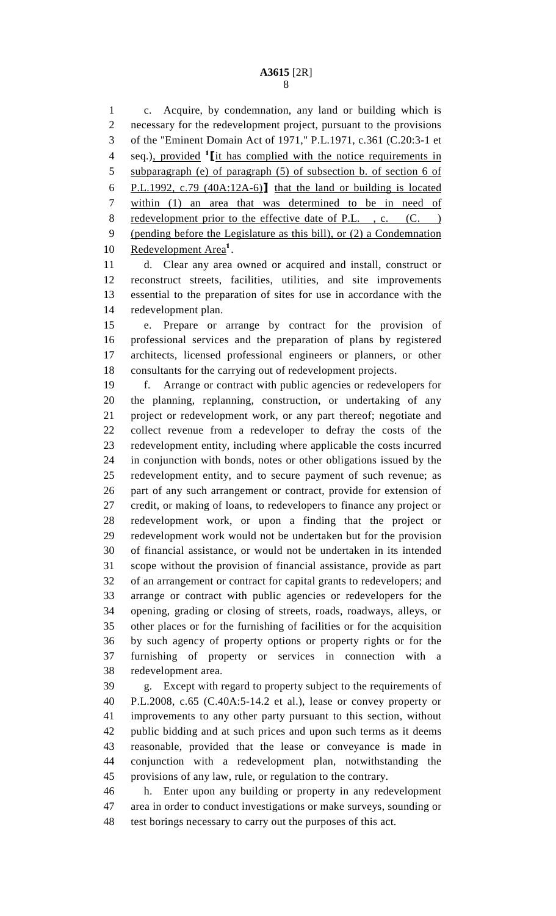c. Acquire, by condemnation, any land or building which is necessary for the redevelopment project, pursuant to the provisions of the "Eminent Domain Act of 1971," P.L.1971, c.361 (C.20:3-1 et seq.), provided [1]⟦it has complied with the notice requirements in subparagraph (e) of paragraph (5) of subsection b. of section 6 of P.L.1992, c.79 (40A:12A-6)⟧ that the land or building is located within (1) an area that was determined to be in need of redevelopment prior to the effective date of P.L. , c. (C. ) (pending before the Legislature as this bill), or (2) a Condemnation Redevelopment Area[1].

d. Clear any area owned or acquired and install, construct or reconstruct streets, facilities, utilities, and site improvements essential to the preparation of sites for use in accordance with the redevelopment plan.

e. Prepare or arrange by contract for the provision of professional services and the preparation of plans by registered architects, licensed professional engineers or planners, or other consultants for the carrying out of redevelopment projects.

f. Arrange or contract with public agencies or redevelopers for the planning, replanning, construction, or undertaking of any project or redevelopment work, or any part thereof; negotiate and collect revenue from a redeveloper to defray the costs of the redevelopment entity, including where applicable the costs incurred in conjunction with bonds, notes or other obligations issued by the redevelopment entity, and to secure payment of such revenue; as part of any such arrangement or contract, provide for extension of credit, or making of loans, to redevelopers to finance any project or redevelopment work, or upon a finding that the project or redevelopment work would not be undertaken but for the provision of financial assistance, or would not be undertaken in its intended scope without the provision of financial assistance, provide as part of an arrangement or contract for capital grants to redevelopers; and arrange or contract with public agencies or redevelopers for the opening, grading or closing of streets, roads, roadways, alleys, or other places or for the furnishing of facilities or for the acquisition by such agency of property options or property rights or for the furnishing of property or services in connection with a redevelopment area.

g. Except with regard to property subject to the requirements of P.L.2008, c.65 (C.40A:5-14.2 et al.), lease or convey property or improvements to any other party pursuant to this section, without public bidding and at such prices and upon such terms as it deems reasonable, provided that the lease or conveyance is made in conjunction with a redevelopment plan, notwithstanding the provisions of any law, rule, or regulation to the contrary.

h. Enter upon any building or property in any redevelopment area in order to conduct investigations or make surveys, sounding or test borings necessary to carry out the purposes of this act.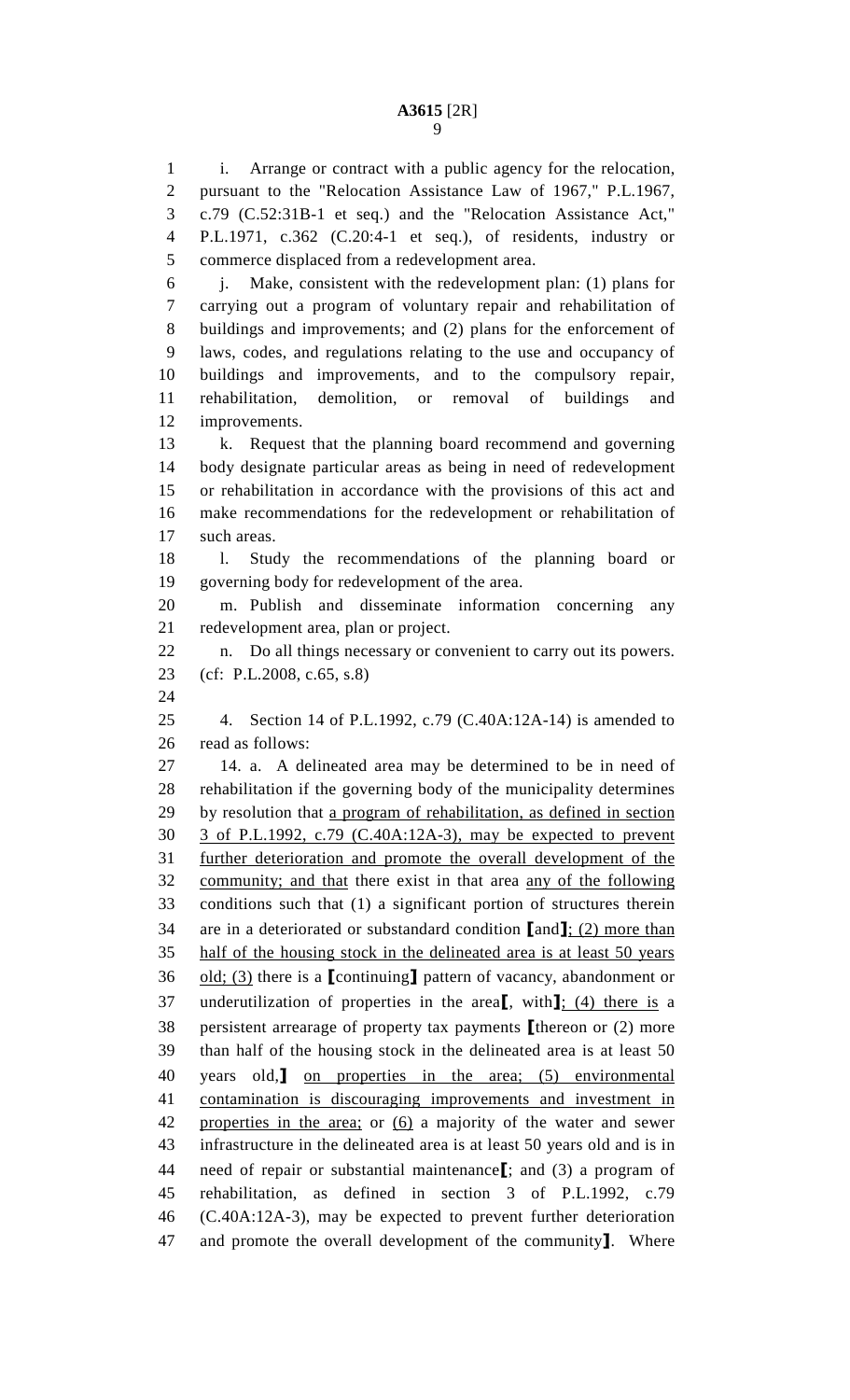i. Arrange or contract with a public agency for the relocation, pursuant to the "Relocation Assistance Law of 1967," P.L.1967, c.79 (C.52:31B-1 et seq.) and the "Relocation Assistance Act," P.L.1971, c.362 (C.20:4-1 et seq.), of residents, industry or commerce displaced from a redevelopment area.

j. Make, consistent with the redevelopment plan: (1) plans for carrying out a program of voluntary repair and rehabilitation of buildings and improvements; and (2) plans for the enforcement of laws, codes, and regulations relating to the use and occupancy of buildings and improvements, and to the compulsory repair, rehabilitation, demolition, or removal of buildings and improvements.

k. Request that the planning board recommend and governing body designate particular areas as being in need of redevelopment or rehabilitation in accordance with the provisions of this act and make recommendations for the redevelopment or rehabilitation of such areas.

l. Study the recommendations of the planning board or governing body for redevelopment of the area.

m. Publish and disseminate information concerning any redevelopment area, plan or project.

n. Do all things necessary or convenient to carry out its powers.

(cf: P.L.2008, c.65, s.8)

4. Section 14 of P.L.1992, c.79 (C.40A:12A-14) is amended to read as follows:

14. a. A delineated area may be determined to be in need of rehabilitation if the governing body of the municipality determines by resolution that <u>a program of rehabilitation, as defined in section 3 of P.L.1992, c.79 (C.40A:12A-3), may be expected to prevent further deterioration and promote the overall development of the community; and that</u> there exist in that area <u>any of the following</u> conditions such that (1) a significant portion of structures therein are in a deteriorated or substandard condition ⟦and⟧<u>; (2) more than half of the housing stock in the delineated area is at least 50 years old; (3)</u> there is a ⟦continuing⟧ pattern of vacancy, abandonment or underutilization of properties in the area⟦, with⟧<u>; (4) there is</u> a persistent arrearage of property tax payments ⟦thereon or (2) more than half of the housing stock in the delineated area is at least 50 years old,⟧ <u>on properties in the area; (5) environmental contamination is discouraging improvements and investment in properties in the area;</u> or <u>(6)</u> a majority of the water and sewer infrastructure in the delineated area is at least 50 years old and is in need of repair or substantial maintenance⟦; and (3) a program of rehabilitation, as defined in section 3 of P.L.1992, c.79 (C.40A:12A-3), may be expected to prevent further deterioration and promote the overall development of the community⟧. Where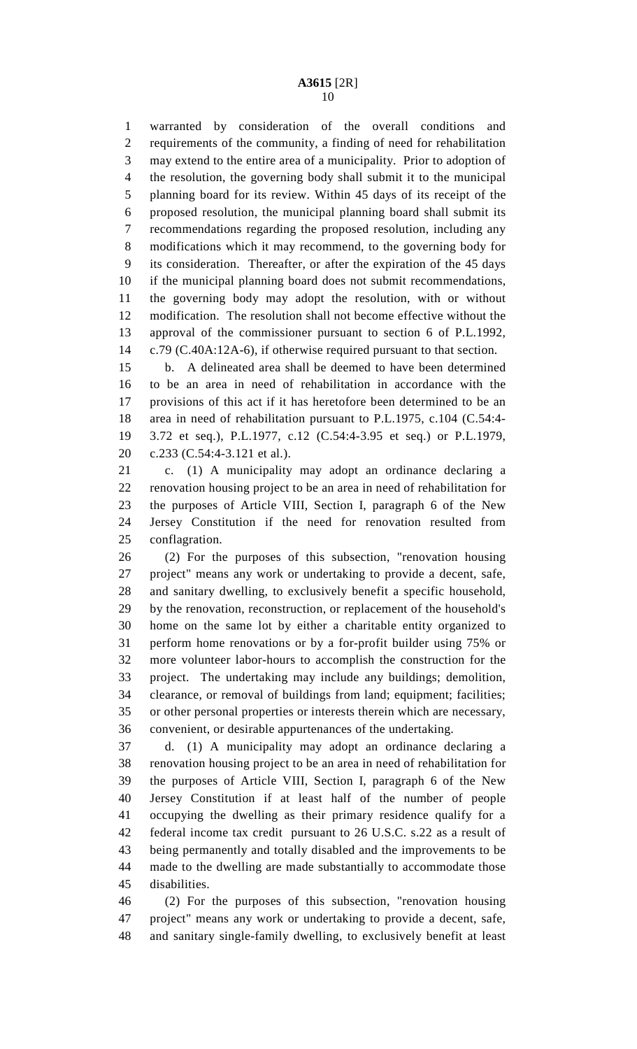warranted by consideration of the overall conditions and requirements of the community, a finding of need for rehabilitation may extend to the entire area of a municipality. Prior to adoption of the resolution, the governing body shall submit it to the municipal planning board for its review. Within 45 days of its receipt of the proposed resolution, the municipal planning board shall submit its recommendations regarding the proposed resolution, including any modifications which it may recommend, to the governing body for its consideration. Thereafter, or after the expiration of the 45 days if the municipal planning board does not submit recommendations, the governing body may adopt the resolution, with or without modification. The resolution shall not become effective without the approval of the commissioner pursuant to section 6 of P.L.1992, c.79 (C.40A:12A-6), if otherwise required pursuant to that section.

b. A delineated area shall be deemed to have been determined to be an area in need of rehabilitation in accordance with the provisions of this act if it has heretofore been determined to be an area in need of rehabilitation pursuant to P.L.1975, c.104 (C.54:4-3.72 et seq.), P.L.1977, c.12 (C.54:4-3.95 et seq.) or P.L.1979, c.233 (C.54:4-3.121 et al.).

c. (1) A municipality may adopt an ordinance declaring a renovation housing project to be an area in need of rehabilitation for the purposes of Article VIII, Section I, paragraph 6 of the New Jersey Constitution if the need for renovation resulted from conflagration.

(2) For the purposes of this subsection, "renovation housing project" means any work or undertaking to provide a decent, safe, and sanitary dwelling, to exclusively benefit a specific household, by the renovation, reconstruction, or replacement of the household's home on the same lot by either a charitable entity organized to perform home renovations or by a for-profit builder using 75% or more volunteer labor-hours to accomplish the construction for the project. The undertaking may include any buildings; demolition, clearance, or removal of buildings from land; equipment; facilities; or other personal properties or interests therein which are necessary, convenient, or desirable appurtenances of the undertaking.

d. (1) A municipality may adopt an ordinance declaring a renovation housing project to be an area in need of rehabilitation for the purposes of Article VIII, Section I, paragraph 6 of the New Jersey Constitution if at least half of the number of people occupying the dwelling as their primary residence qualify for a federal income tax credit pursuant to 26 U.S.C. s.22 as a result of being permanently and totally disabled and the improvements to be made to the dwelling are made substantially to accommodate those disabilities.

(2) For the purposes of this subsection, "renovation housing project" means any work or undertaking to provide a decent, safe, and sanitary single-family dwelling, to exclusively benefit at least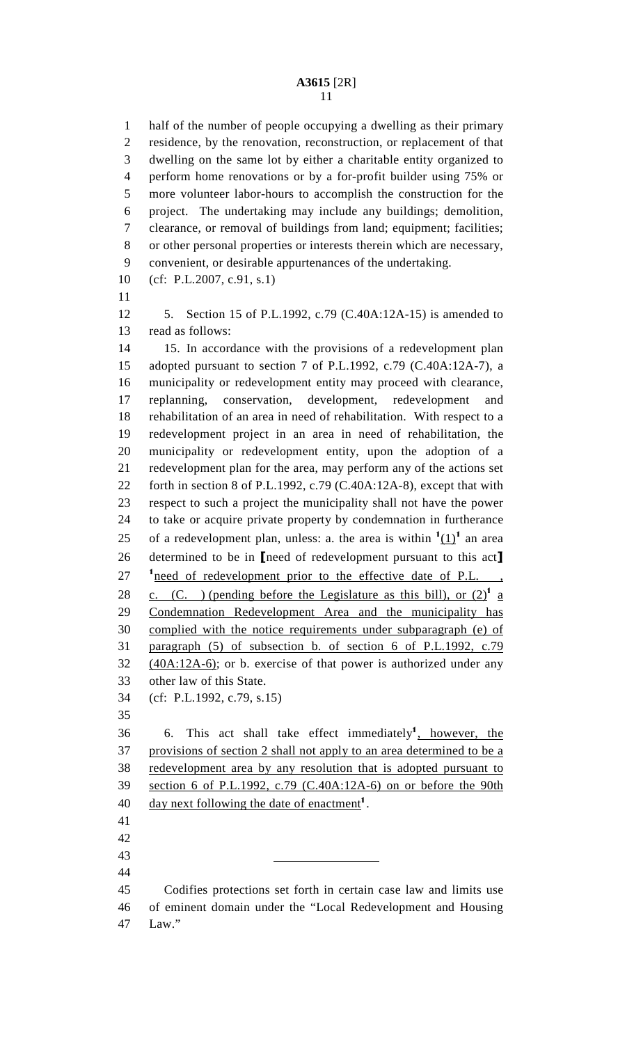half of the number of people occupying a dwelling as their primary residence, by the renovation, reconstruction, or replacement of that dwelling on the same lot by either a charitable entity organized to perform home renovations or by a for-profit builder using 75% or more volunteer labor-hours to accomplish the construction for the project. The undertaking may include any buildings; demolition, clearance, or removal of buildings from land; equipment; facilities; or other personal properties or interests therein which are necessary, convenient, or desirable appurtenances of the undertaking.

(cf: P.L.2007, c.91, s.1)

5. Section 15 of P.L.1992, c.79 (C.40A:12A-15) is amended to read as follows:

15. In accordance with the provisions of a redevelopment plan adopted pursuant to section 7 of P.L.1992, c.79 (C.40A:12A-7), a municipality or redevelopment entity may proceed with clearance, replanning, conservation, development, redevelopment and rehabilitation of an area in need of rehabilitation. With respect to a redevelopment project in an area in need of rehabilitation, the municipality or redevelopment entity, upon the adoption of a redevelopment plan for the area, may perform any of the actions set forth in section 8 of P.L.1992, c.79 (C.40A:12A-8), except that with respect to such a project the municipality shall not have the power to take or acquire private property by condemnation in furtherance of a redevelopment plan, unless: a. the area is within [1](1)[1] an area determined to be in [need of redevelopment pursuant to this act] [1]need of redevelopment prior to the effective date of P.L. , c. (C. ) (pending before the Legislature as this bill), or (2)[1] a Condemnation Redevelopment Area and the municipality has complied with the notice requirements under subparagraph (e) of paragraph (5) of subsection b. of section 6 of P.L.1992, c.79 (40A:12A-6); or b. exercise of that power is authorized under any other law of this State.

(cf: P.L.1992, c.79, s.15)

6. This act shall take effect immediately[1], however, the provisions of section 2 shall not apply to an area determined to be a redevelopment area by any resolution that is adopted pursuant to section 6 of P.L.1992, c.79 (C.40A:12A-6) on or before the 90th day next following the date of enactment[1].

---

Codifies protections set forth in certain case law and limits use of eminent domain under the "Local Redevelopment and Housing Law."